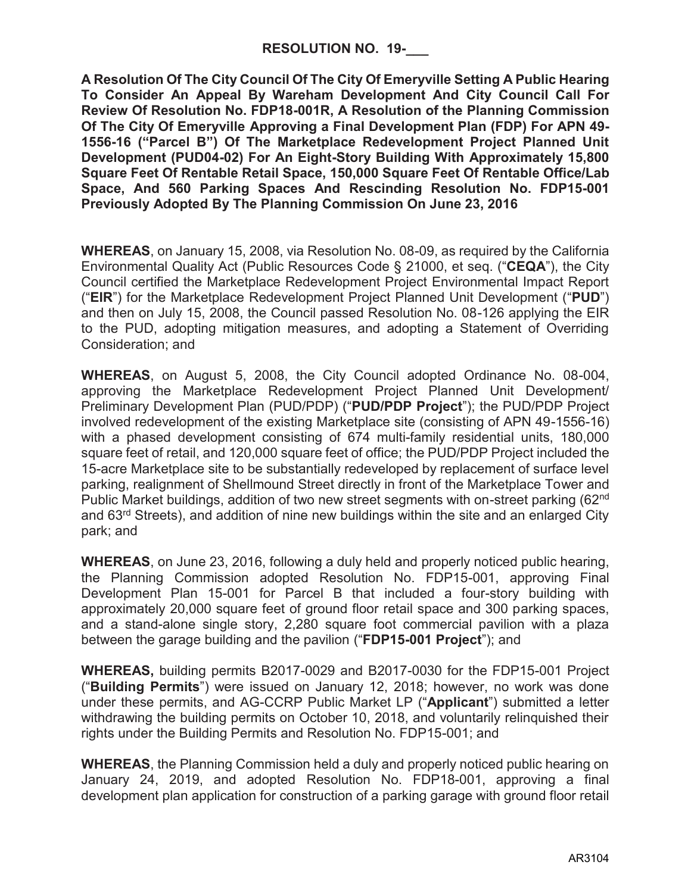# RESOLUTION NO. 19-___

**A Resolution Of The City Council Of The City Of Emeryville Setting A Public Hearing To Consider An Appeal By Wareham Development And City Council Call For Review Of Resolution No. FDP18-001R, A Resolution of the Planning Commission Of The City Of Emeryville Approving a Final Development Plan (FDP) For APN 49-1556-16 ("Parcel B") Of The Marketplace Redevelopment Project Planned Unit Development (PUD04-02) For An Eight-Story Building With Approximately 15,800 Square Feet Of Rentable Retail Space, 150,000 Square Feet Of Rentable Office/Lab Space, And 560 Parking Spaces And Rescinding Resolution No. FDP15-001 Previously Adopted By The Planning Commission On June 23, 2016**

**WHEREAS**, on January 15, 2008, via Resolution No. 08-09, as required by the California Environmental Quality Act (Public Resources Code § 21000, et seq. ("**CEQA**"), the City Council certified the Marketplace Redevelopment Project Environmental Impact Report ("**EIR**") for the Marketplace Redevelopment Project Planned Unit Development ("**PUD**") and then on July 15, 2008, the Council passed Resolution No. 08-126 applying the EIR to the PUD, adopting mitigation measures, and adopting a Statement of Overriding Consideration; and

**WHEREAS**, on August 5, 2008, the City Council adopted Ordinance No. 08-004, approving the Marketplace Redevelopment Project Planned Unit Development/ Preliminary Development Plan (PUD/PDP) ("**PUD/PDP Project**"); the PUD/PDP Project involved redevelopment of the existing Marketplace site (consisting of APN 49-1556-16) with a phased development consisting of 674 multi-family residential units, 180,000 square feet of retail, and 120,000 square feet of office; the PUD/PDP Project included the 15-acre Marketplace site to be substantially redeveloped by replacement of surface level parking, realignment of Shellmound Street directly in front of the Marketplace Tower and Public Market buildings, addition of two new street segments with on-street parking (62nd and 63rd Streets), and addition of nine new buildings within the site and an enlarged City park; and

**WHEREAS**, on June 23, 2016, following a duly held and properly noticed public hearing, the Planning Commission adopted Resolution No. FDP15-001, approving Final Development Plan 15-001 for Parcel B that included a four-story building with approximately 20,000 square feet of ground floor retail space and 300 parking spaces, and a stand-alone single story, 2,280 square foot commercial pavilion with a plaza between the garage building and the pavilion ("**FDP15-001 Project**"); and

**WHEREAS,** building permits B2017-0029 and B2017-0030 for the FDP15-001 Project ("**Building Permits**") were issued on January 12, 2018; however, no work was done under these permits, and AG-CCRP Public Market LP ("**Applicant**") submitted a letter withdrawing the building permits on October 10, 2018, and voluntarily relinquished their rights under the Building Permits and Resolution No. FDP15-001; and

**WHEREAS**, the Planning Commission held a duly and properly noticed public hearing on January 24, 2019, and adopted Resolution No. FDP18-001, approving a final development plan application for construction of a parking garage with ground floor retail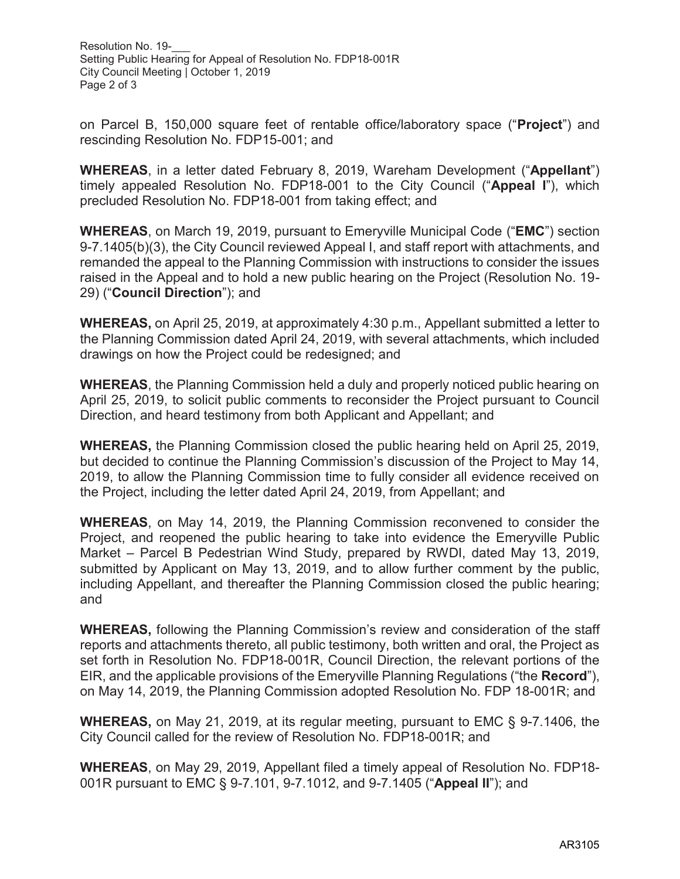on Parcel B, 150,000 square feet of rentable office/laboratory space ("**Project**") and rescinding Resolution No. FDP15-001; and

**WHEREAS**, in a letter dated February 8, 2019, Wareham Development ("**Appellant**") timely appealed Resolution No. FDP18-001 to the City Council ("**Appeal I**"), which precluded Resolution No. FDP18-001 from taking effect; and

**WHEREAS**, on March 19, 2019, pursuant to Emeryville Municipal Code ("**EMC**") section 9-7.1405(b)(3), the City Council reviewed Appeal I, and staff report with attachments, and remanded the appeal to the Planning Commission with instructions to consider the issues raised in the Appeal and to hold a new public hearing on the Project (Resolution No. 19-29) ("**Council Direction**"); and

**WHEREAS,** on April 25, 2019, at approximately 4:30 p.m., Appellant submitted a letter to the Planning Commission dated April 24, 2019, with several attachments, which included drawings on how the Project could be redesigned; and

**WHEREAS**, the Planning Commission held a duly and properly noticed public hearing on April 25, 2019, to solicit public comments to reconsider the Project pursuant to Council Direction, and heard testimony from both Applicant and Appellant; and

**WHEREAS,** the Planning Commission closed the public hearing held on April 25, 2019, but decided to continue the Planning Commission's discussion of the Project to May 14, 2019, to allow the Planning Commission time to fully consider all evidence received on the Project, including the letter dated April 24, 2019, from Appellant; and

**WHEREAS**, on May 14, 2019, the Planning Commission reconvened to consider the Project, and reopened the public hearing to take into evidence the Emeryville Public Market – Parcel B Pedestrian Wind Study, prepared by RWDI, dated May 13, 2019, submitted by Applicant on May 13, 2019, and to allow further comment by the public, including Appellant, and thereafter the Planning Commission closed the public hearing; and

**WHEREAS,** following the Planning Commission's review and consideration of the staff reports and attachments thereto, all public testimony, both written and oral, the Project as set forth in Resolution No. FDP18-001R, Council Direction, the relevant portions of the EIR, and the applicable provisions of the Emeryville Planning Regulations ("the **Record**"), on May 14, 2019, the Planning Commission adopted Resolution No. FDP 18-001R; and

**WHEREAS,** on May 21, 2019, at its regular meeting, pursuant to EMC § 9-7.1406, the City Council called for the review of Resolution No. FDP18-001R; and

**WHEREAS**, on May 29, 2019, Appellant filed a timely appeal of Resolution No. FDP18-001R pursuant to EMC § 9-7.101, 9-7.1012, and 9-7.1405 ("**Appeal II**"); and

AR3105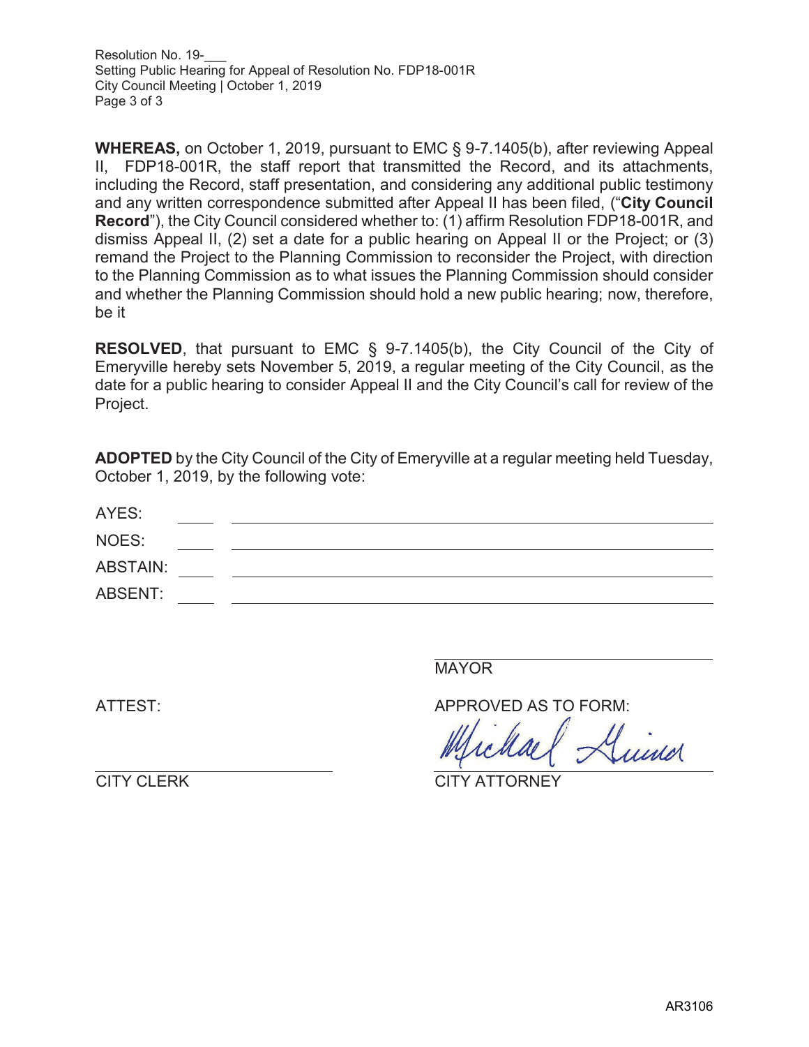**WHEREAS,** on October 1, 2019, pursuant to EMC § 9-7.1405(b), after reviewing Appeal II, FDP18-001R, the staff report that transmitted the Record, and its attachments, including the Record, staff presentation, and considering any additional public testimony and any written correspondence submitted after Appeal II has been filed, ("**City Council Record**"), the City Council considered whether to: (1) affirm Resolution FDP18-001R, and dismiss Appeal II, (2) set a date for a public hearing on Appeal II or the Project; or (3) remand the Project to the Planning Commission to reconsider the Project, with direction to the Planning Commission as to what issues the Planning Commission should consider and whether the Planning Commission should hold a new public hearing; now, therefore, be it

**RESOLVED**, that pursuant to EMC § 9-7.1405(b), the City Council of the City of Emeryville hereby sets November 5, 2019, a regular meeting of the City Council, as the date for a public hearing to consider Appeal II and the City Council's call for review of the Project.

**ADOPTED** by the City Council of the City of Emeryville at a regular meeting held Tuesday, October 1, 2019, by the following vote:

AYES: ____ ________________________________

NOES: ____ ________________________________

ABSTAIN: ____ ________________________________

ABSENT: ____ ________________________________

________________________________
MAYOR

ATTEST:

________________________________
CITY CLERK

APPROVED AS TO FORM:

Michael Guina
CITY ATTORNEY

AR3106